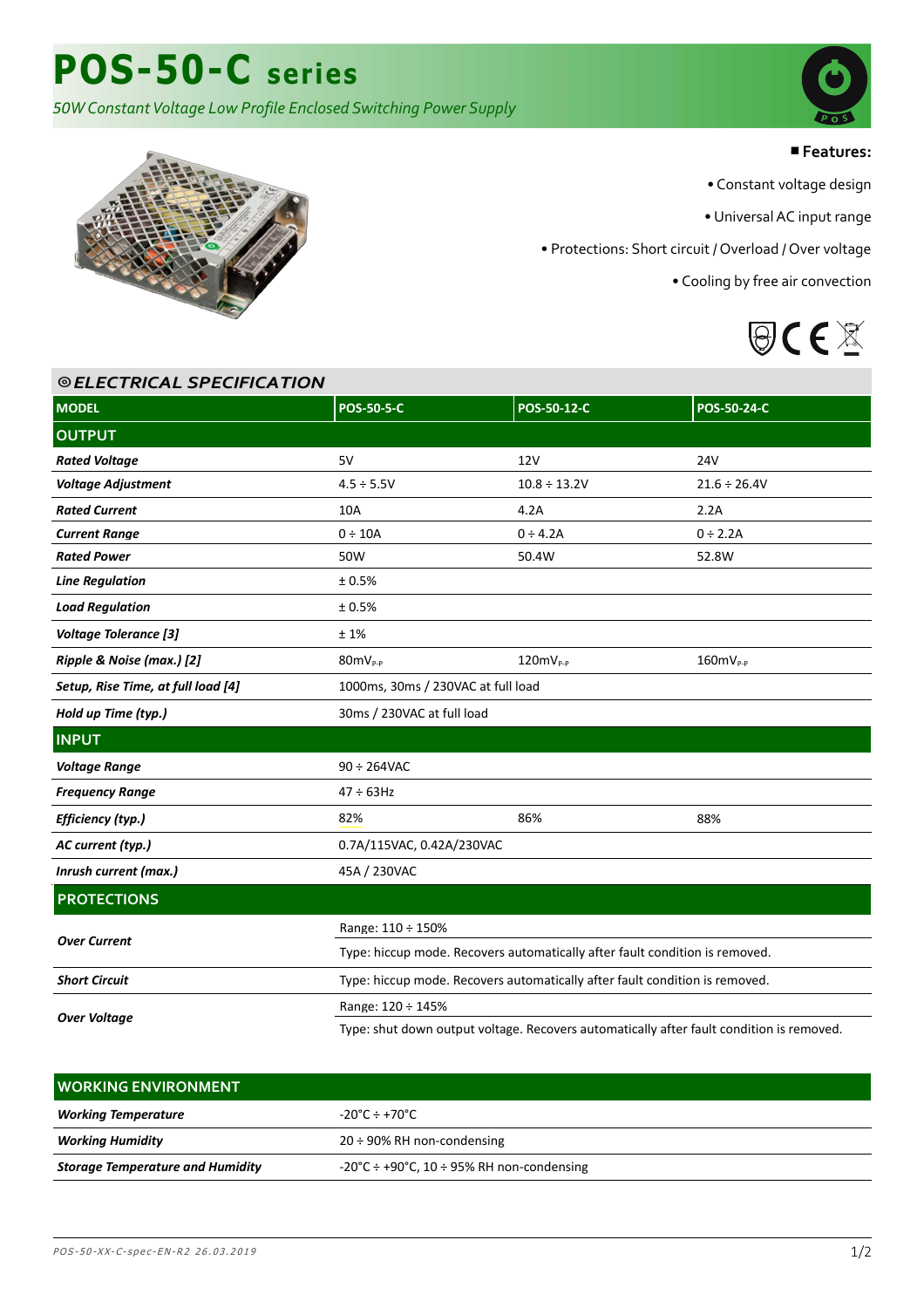# POS-50-C series

*50W Constant Voltage Low Profile Enclosed Switching Power Supply*

**Features:**

- Constant voltage design
- Universal AC input range
- Protections: Short circuit / Overload / Over voltage
- Cooling by free air convection

## ELECTRICAL SPECIFICATION

| MODEL | POS-50-5-C | POS-50-12-C | POS-50-24-C |
|---|---|---|---|
| **OUTPUT** | | | |
| ***Rated Voltage*** | 5V | 12V | 24V |
| ***Voltage Adjustment*** | 4.5 ÷ 5.5V | 10.8 ÷ 13.2V | 21.6 ÷ 26.4V |
| ***Rated Current*** | 10A | 4.2A | 2.2A |
| ***Current Range*** | 0 ÷ 10A | 0 ÷ 4.2A | 0 ÷ 2.2A |
| ***Rated Power*** | 50W | 50.4W | 52.8W |
| ***Line Regulation*** | ± 0.5% | | |
| ***Load Regulation*** | ± 0.5% | | |
| ***Voltage Tolerance [3]*** | ± 1% | | |
| ***Ripple & Noise (max.) [2]*** | $80mV_{P-P}$ | $120mV_{P-P}$ | $160mV_{P-P}$ |
| ***Setup, Rise Time, at full load [4]*** | 1000ms, 30ms / 230VAC at full load | | |
| ***Hold up Time (typ.)*** | 30ms / 230VAC at full load | | |
| **INPUT** | | | |
| ***Voltage Range*** | 90 ÷ 264VAC | | |
| ***Frequency Range*** | 47 ÷ 63Hz | | |
| ***Efficiency (typ.)*** | 82% | 86% | 88% |
| ***AC current (typ.)*** | 0.7A/115VAC, 0.42A/230VAC | | |
| ***Inrush current (max.)*** | 45A / 230VAC | | |
| **PROTECTIONS** | | | |
| ***Over Current*** | Range: 110 ÷ 150% | | |
| | Type: hiccup mode. Recovers automatically after fault condition is removed. | | |
| ***Short Circuit*** | Type: hiccup mode. Recovers automatically after fault condition is removed. | | |
| ***Over Voltage*** | Range: 120 ÷ 145% | | |
| | Type: shut down output voltage. Recovers automatically after fault condition is removed. | | |

| WORKING ENVIRONMENT | |
|---|---|
| ***Working Temperature*** | -20°C ÷ +70°C |
| ***Working Humidity*** | 20 ÷ 90% RH non-condensing |
| ***Storage Temperature and Humidity*** | -20°C ÷ +90°C, 10 ÷ 95% RH non-condensing |

*POS-50-XX-C-spec-EN-R2 26.03.2019*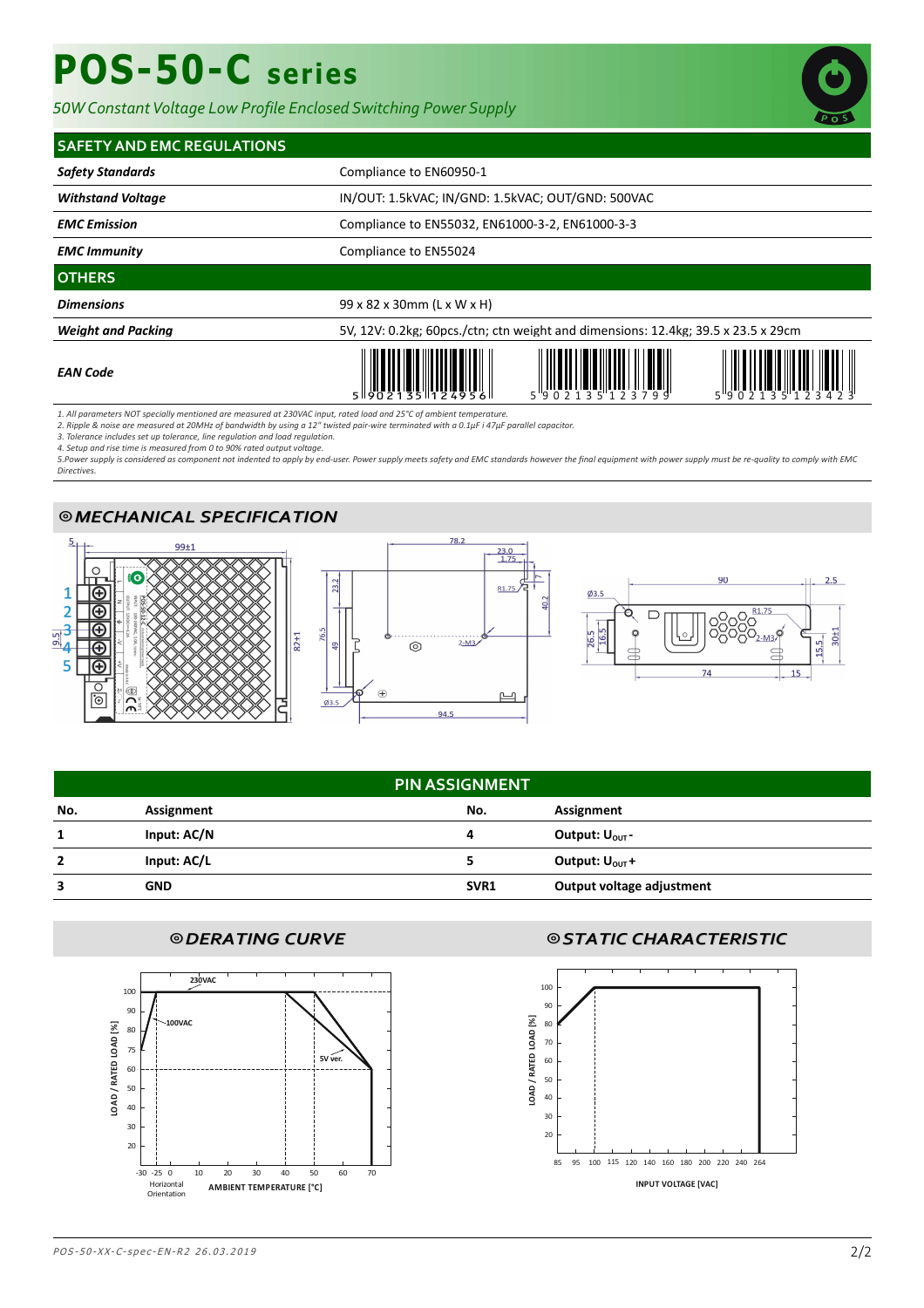# POS-50-C series

*50W Constant Voltage Low Profile Enclosed Switching Power Supply*

## SAFETY AND EMC REGULATIONS

| | |
|---|---|
| ***Safety Standards*** | Compliance to EN60950-1 |
| ***Withstand Voltage*** | IN/OUT: 1.5kVAC; IN/GND: 1.5kVAC; OUT/GND: 500VAC |
| ***EMC Emission*** | Compliance to EN55032, EN61000-3-2, EN61000-3-3 |
| ***EMC Immunity*** | Compliance to EN55024 |

## OTHERS

| | |
|---|---|
| ***Dimensions*** | 99 x 82 x 30mm (L x W x H) |
| ***Weight and Packing*** | 5V, 12V: 0.2kg; 60pcs./ctn; ctn weight and dimensions: 12.4kg; 39.5 x 23.5 x 29cm |
| ***EAN Code*** | 5902135124956 5902135123799 5902135123423 |

*1. All parameters NOT specially mentioned are measured at 230VAC input, rated load and 25°C of ambient temperature.*
*2. Ripple & noise are measured at 20MHz of bandwidth by using a 12" twisted pair-wire terminated with a 0.1µF i 47µF parallel capacitor.*
*3. Tolerance includes set up tolerance, line regulation and load regulation.*
*4. Setup and rise time is measured from 0 to 90% rated output voltage.*
*5.Power supply is considered as component not indented to apply by end-user. Power supply meets safety and EMC standards however the final equipment with power supply must be re-quality to comply with EMC Directives.*

## MECHANICAL SPECIFICATION

5
99±1
1
2
3
4
5
9.5
82±1
78.2
23.0
1.75
R1.75
23.2
40.2
76.5
49
2-M3
Ø3.5
94.5
90
2.5
Ø3.5
R1.75
26.5
16.5
2-M3
15.5
30±1
74
15

## PIN ASSIGNMENT

| No. | Assignment | No. | Assignment |
|---|---|---|---|
| **1** | **Input: AC/N** | **4** | **Output: $U_{OUT}$-** |
| **2** | **Input: AC/L** | **5** | **Output: $U_{OUT}$+** |
| **3** | **GND** | **SVR1** | **Output voltage adjustment** |

## DERATING CURVE

230VAC
100VAC
5V ver.
LOAD / RATED LOAD [%]
100
90
80
75
60
50
40
30
20
-30 -25 0 10 20 30 40 50 60 70
Horizontal Orientation
AMBIENT TEMPERATURE [°C]

## STATIC CHARACTERISTIC

LOAD / RATED LOAD [%]
100
90
80
70
60
50
40
30
20
85 95 100 115 120 140 160 180 200 220 240 264
INPUT VOLTAGE [VAC]